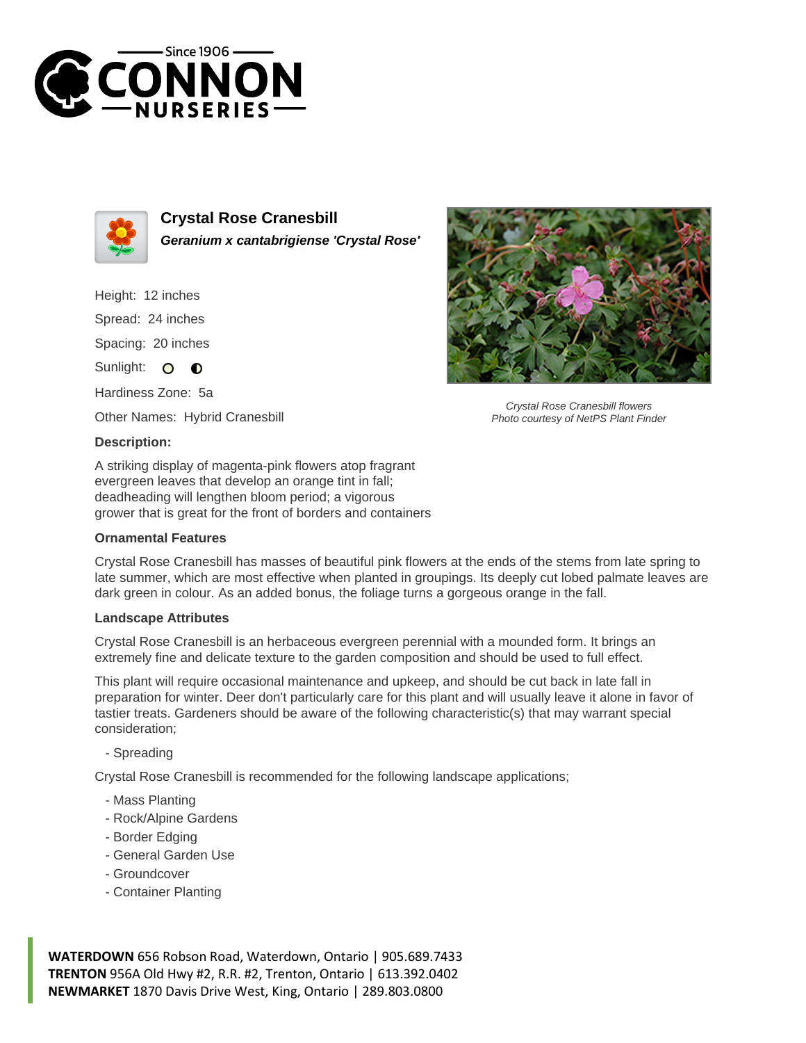Since 1906
# CONNON NURSERIES

## Crystal Rose Cranesbill

***Geranium x cantabrigiense 'Crystal Rose'***

Height: 12 inches

Spread: 24 inches

Spacing: 20 inches

Sunlight: ○ ◐

Hardiness Zone: 5a

Other Names: Hybrid Cranesbill

*Crystal Rose Cranesbill flowers*
*Photo courtesy of NetPS Plant Finder*

### Description:

A striking display of magenta-pink flowers atop fragrant evergreen leaves that develop an orange tint in fall; deadheading will lengthen bloom period; a vigorous grower that is great for the front of borders and containers

### Ornamental Features

Crystal Rose Cranesbill has masses of beautiful pink flowers at the ends of the stems from late spring to late summer, which are most effective when planted in groupings. Its deeply cut lobed palmate leaves are dark green in colour. As an added bonus, the foliage turns a gorgeous orange in the fall.

### Landscape Attributes

Crystal Rose Cranesbill is an herbaceous evergreen perennial with a mounded form. It brings an extremely fine and delicate texture to the garden composition and should be used to full effect.

This plant will require occasional maintenance and upkeep, and should be cut back in late fall in preparation for winter. Deer don't particularly care for this plant and will usually leave it alone in favor of tastier treats. Gardeners should be aware of the following characteristic(s) that may warrant special consideration;

- Spreading

Crystal Rose Cranesbill is recommended for the following landscape applications;

- Mass Planting
- Rock/Alpine Gardens
- Border Edging
- General Garden Use
- Groundcover
- Container Planting

**WATERDOWN** 656 Robson Road, Waterdown, Ontario | 905.689.7433
**TRENTON** 956A Old Hwy #2, R.R. #2, Trenton, Ontario | 613.392.0402
**NEWMARKET** 1870 Davis Drive West, King, Ontario | 289.803.0800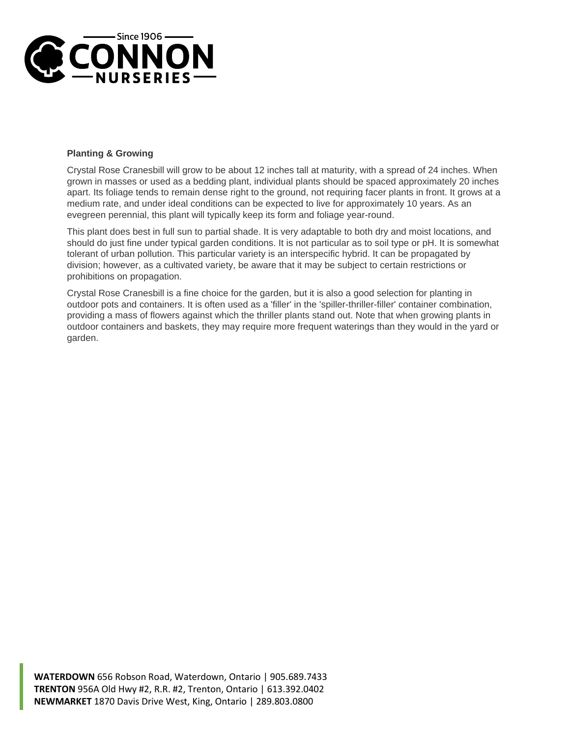### Planting & Growing

Crystal Rose Cranesbill will grow to be about 12 inches tall at maturity, with a spread of 24 inches. When grown in masses or used as a bedding plant, individual plants should be spaced approximately 20 inches apart. Its foliage tends to remain dense right to the ground, not requiring facer plants in front. It grows at a medium rate, and under ideal conditions can be expected to live for approximately 10 years. As an evegreen perennial, this plant will typically keep its form and foliage year-round.

This plant does best in full sun to partial shade. It is very adaptable to both dry and moist locations, and should do just fine under typical garden conditions. It is not particular as to soil type or pH. It is somewhat tolerant of urban pollution. This particular variety is an interspecific hybrid. It can be propagated by division; however, as a cultivated variety, be aware that it may be subject to certain restrictions or prohibitions on propagation.

Crystal Rose Cranesbill is a fine choice for the garden, but it is also a good selection for planting in outdoor pots and containers. It is often used as a 'filler' in the 'spiller-thriller-filler' container combination, providing a mass of flowers against which the thriller plants stand out. Note that when growing plants in outdoor containers and baskets, they may require more frequent waterings than they would in the yard or garden.